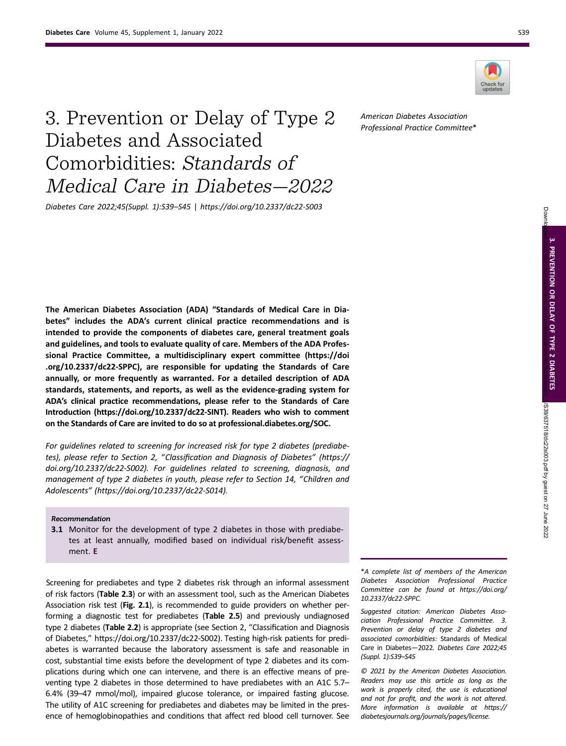# 3. Prevention or Delay of Type 2 Diabetes and Associated Comorbidities: *Standards of Medical Care in Diabetes—2022*

*Diabetes Care 2022;45(Suppl. 1):S39–S45 | https://doi.org/10.2337/dc22-S003*

*American Diabetes Association Professional Practice Committee**

**The American Diabetes Association (ADA) "Standards of Medical Care in Diabetes" includes the ADA's current clinical practice recommendations and is intended to provide the components of diabetes care, general treatment goals and guidelines, and tools to evaluate quality of care. Members of the ADA Professional Practice Committee, a multidisciplinary expert committee (https://doi.org/10.2337/dc22-SPPC), are responsible for updating the Standards of Care annually, or more frequently as warranted. For a detailed description of ADA standards, statements, and reports, as well as the evidence-grading system for ADA's clinical practice recommendations, please refer to the Standards of Care Introduction (https://doi.org/10.2337/dc22-SINT). Readers who wish to comment on the Standards of Care are invited to do so at professional.diabetes.org/SOC.**

*For guidelines related to screening for increased risk for type 2 diabetes (prediabetes), please refer to Section 2, "Classification and Diagnosis of Diabetes" (https://doi.org/10.2337/dc22-S002). For guidelines related to screening, diagnosis, and management of type 2 diabetes in youth, please refer to Section 14, "Children and Adolescents" (https://doi.org/10.2337/dc22-S014).*

*Recommendation*

**3.1** Monitor for the development of type 2 diabetes in those with prediabetes at least annually, modified based on individual risk/benefit assessment. **E**

Screening for prediabetes and type 2 diabetes risk through an informal assessment of risk factors (**Table 2.3**) or with an assessment tool, such as the American Diabetes Association risk test (**Fig. 2.1**), is recommended to guide providers on whether performing a diagnostic test for prediabetes (**Table 2.5**) and previously undiagnosed type 2 diabetes (**Table 2.2**) is appropriate (see Section 2, "Classification and Diagnosis of Diabetes," https://doi.org/10.2337/dc22-S002). Testing high-risk patients for prediabetes is warranted because the laboratory assessment is safe and reasonable in cost, substantial time exists before the development of type 2 diabetes and its complications during which one can intervene, and there is an effective means of preventing type 2 diabetes in those determined to have prediabetes with an A1C 5.7–6.4% (39–47 mmol/mol), impaired glucose tolerance, or impaired fasting glucose. The utility of A1C screening for prediabetes and diabetes may be limited in the presence of hemoglobinopathies and conditions that affect red blood cell turnover. See

*A complete list of members of the American Diabetes Association Professional Practice Committee can be found at https://doi.org/10.2337/dc22-SPPC.

*Suggested citation: American Diabetes Association Professional Practice Committee. 3. Prevention or delay of type 2 diabetes and associated comorbidities:* Standards of Medical Care in Diabetes—2022*. Diabetes Care 2022;45 (Suppl. 1):S39–S45*

*© 2021 by the American Diabetes Association. Readers may use this article as long as the work is properly cited, the use is educational and not for profit, and the work is not altered. More information is available at https://diabetesjournals.org/journals/pages/license.*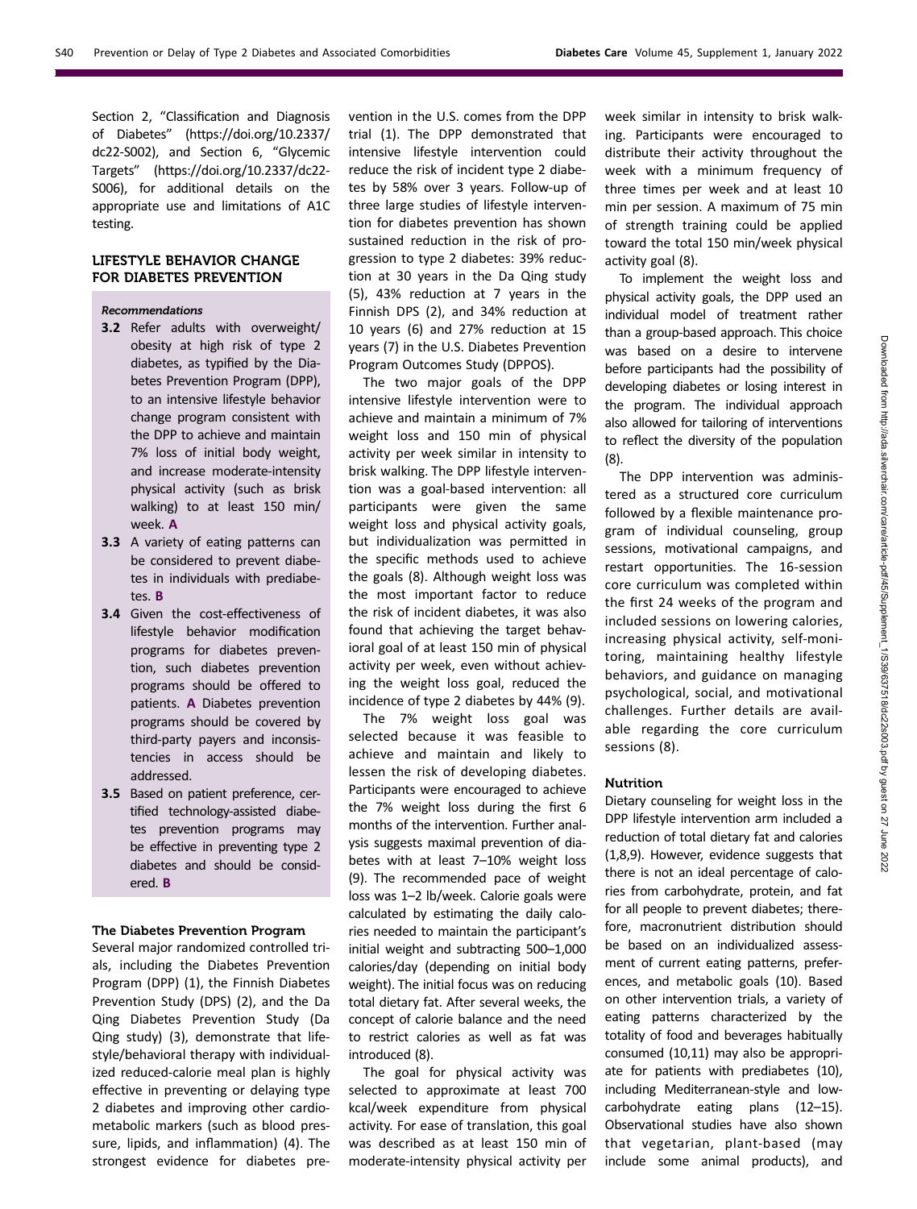Section 2, "Classification and Diagnosis of Diabetes" (https://doi.org/10.2337/dc22-S002), and Section 6, "Glycemic Targets" (https://doi.org/10.2337/dc22-S006), for additional details on the appropriate use and limitations of A1C testing.

## LIFESTYLE BEHAVIOR CHANGE FOR DIABETES PREVENTION

*Recommendations*

- **3.2** Refer adults with overweight/obesity at high risk of type 2 diabetes, as typified by the Diabetes Prevention Program (DPP), to an intensive lifestyle behavior change program consistent with the DPP to achieve and maintain 7% loss of initial body weight, and increase moderate-intensity physical activity (such as brisk walking) to at least 150 min/week. **A**
- **3.3** A variety of eating patterns can be considered to prevent diabetes in individuals with prediabetes. **B**
- **3.4** Given the cost-effectiveness of lifestyle behavior modification programs for diabetes prevention, such diabetes prevention programs should be offered to patients. **A** Diabetes prevention programs should be covered by third-party payers and inconsistencies in access should be addressed.
- **3.5** Based on patient preference, certified technology-assisted diabetes prevention programs may be effective in preventing type 2 diabetes and should be considered. **B**

### The Diabetes Prevention Program

Several major randomized controlled trials, including the Diabetes Prevention Program (DPP) (1), the Finnish Diabetes Prevention Study (DPS) (2), and the Da Qing Diabetes Prevention Study (Da Qing study) (3), demonstrate that lifestyle/behavioral therapy with individualized reduced-calorie meal plan is highly effective in preventing or delaying type 2 diabetes and improving other cardiometabolic markers (such as blood pressure, lipids, and inflammation) (4). The strongest evidence for diabetes prevention in the U.S. comes from the DPP trial (1). The DPP demonstrated that intensive lifestyle intervention could reduce the risk of incident type 2 diabetes by 58% over 3 years. Follow-up of three large studies of lifestyle intervention for diabetes prevention has shown sustained reduction in the risk of progression to type 2 diabetes: 39% reduction at 30 years in the Da Qing study (5), 43% reduction at 7 years in the Finnish DPS (2), and 34% reduction at 10 years (6) and 27% reduction at 15 years (7) in the U.S. Diabetes Prevention Program Outcomes Study (DPPOS).

The two major goals of the DPP intensive lifestyle intervention were to achieve and maintain a minimum of 7% weight loss and 150 min of physical activity per week similar in intensity to brisk walking. The DPP lifestyle intervention was a goal-based intervention: all participants were given the same weight loss and physical activity goals, but individualization was permitted in the specific methods used to achieve the goals (8). Although weight loss was the most important factor to reduce the risk of incident diabetes, it was also found that achieving the target behavioral goal of at least 150 min of physical activity per week, even without achieving the weight loss goal, reduced the incidence of type 2 diabetes by 44% (9).

The 7% weight loss goal was selected because it was feasible to achieve and maintain and likely to lessen the risk of developing diabetes. Participants were encouraged to achieve the 7% weight loss during the first 6 months of the intervention. Further analysis suggests maximal prevention of diabetes with at least 7–10% weight loss (9). The recommended pace of weight loss was 1–2 lb/week. Calorie goals were calculated by estimating the daily calories needed to maintain the participant's initial weight and subtracting 500–1,000 calories/day (depending on initial body weight). The initial focus was on reducing total dietary fat. After several weeks, the concept of calorie balance and the need to restrict calories as well as fat was introduced (8).

The goal for physical activity was selected to approximate at least 700 kcal/week expenditure from physical activity. For ease of translation, this goal was described as at least 150 min of moderate-intensity physical activity per week similar in intensity to brisk walking. Participants were encouraged to distribute their activity throughout the week with a minimum frequency of three times per week and at least 10 min per session. A maximum of 75 min of strength training could be applied toward the total 150 min/week physical activity goal (8).

To implement the weight loss and physical activity goals, the DPP used an individual model of treatment rather than a group-based approach. This choice was based on a desire to intervene before participants had the possibility of developing diabetes or losing interest in the program. The individual approach also allowed for tailoring of interventions to reflect the diversity of the population (8).

The DPP intervention was administered as a structured core curriculum followed by a flexible maintenance program of individual counseling, group sessions, motivational campaigns, and restart opportunities. The 16-session core curriculum was completed within the first 24 weeks of the program and included sessions on lowering calories, increasing physical activity, self-monitoring, maintaining healthy lifestyle behaviors, and guidance on managing psychological, social, and motivational challenges. Further details are available regarding the core curriculum sessions (8).

### Nutrition

Dietary counseling for weight loss in the DPP lifestyle intervention arm included a reduction of total dietary fat and calories (1,8,9). However, evidence suggests that there is not an ideal percentage of calories from carbohydrate, protein, and fat for all people to prevent diabetes; therefore, macronutrient distribution should be based on an individualized assessment of current eating patterns, preferences, and metabolic goals (10). Based on other intervention trials, a variety of eating patterns characterized by the totality of food and beverages habitually consumed (10,11) may also be appropriate for patients with prediabetes (10), including Mediterranean-style and low-carbohydrate eating plans (12–15). Observational studies have also shown that vegetarian, plant-based (may include some animal products), and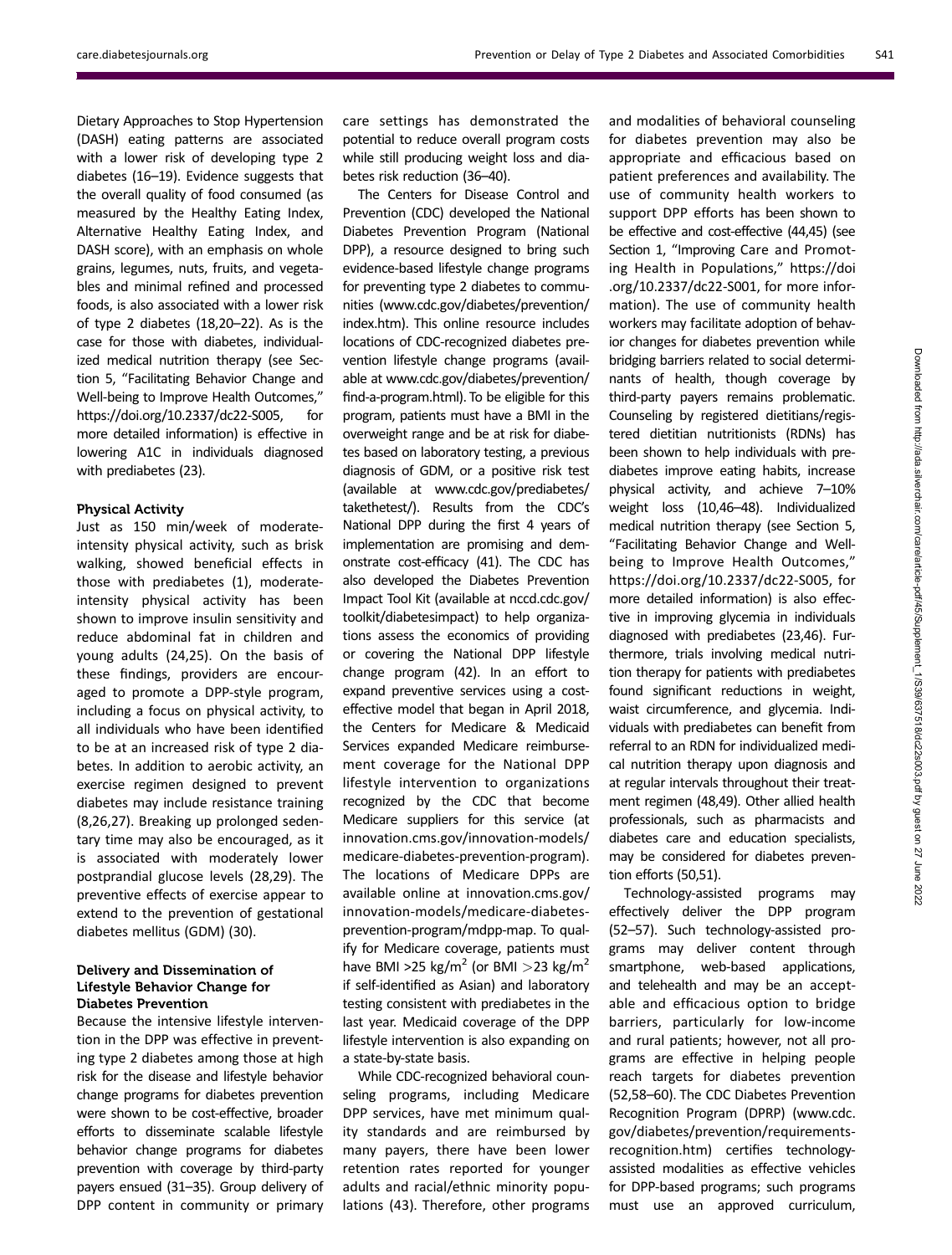Dietary Approaches to Stop Hypertension (DASH) eating patterns are associated with a lower risk of developing type 2 diabetes (16–19). Evidence suggests that the overall quality of food consumed (as measured by the Healthy Eating Index, Alternative Healthy Eating Index, and DASH score), with an emphasis on whole grains, legumes, nuts, fruits, and vegetables and minimal refined and processed foods, is also associated with a lower risk of type 2 diabetes (18,20–22). As is the case for those with diabetes, individualized medical nutrition therapy (see Section 5, "Facilitating Behavior Change and Well-being to Improve Health Outcomes," https://doi.org/10.2337/dc22-S005, for more detailed information) is effective in lowering A1C in individuals diagnosed with prediabetes (23).

### Physical Activity

Just as 150 min/week of moderate-intensity physical activity, such as brisk walking, showed beneficial effects in those with prediabetes (1), moderate-intensity physical activity has been shown to improve insulin sensitivity and reduce abdominal fat in children and young adults (24,25). On the basis of these findings, providers are encouraged to promote a DPP-style program, including a focus on physical activity, to all individuals who have been identified to be at an increased risk of type 2 diabetes. In addition to aerobic activity, an exercise regimen designed to prevent diabetes may include resistance training (8,26,27). Breaking up prolonged sedentary time may also be encouraged, as it is associated with moderately lower postprandial glucose levels (28,29). The preventive effects of exercise appear to extend to the prevention of gestational diabetes mellitus (GDM) (30).

### Delivery and Dissemination of Lifestyle Behavior Change for Diabetes Prevention

Because the intensive lifestyle intervention in the DPP was effective in preventing type 2 diabetes among those at high risk for the disease and lifestyle behavior change programs for diabetes prevention were shown to be cost-effective, broader efforts to disseminate scalable lifestyle behavior change programs for diabetes prevention with coverage by third-party payers ensued (31–35). Group delivery of DPP content in community or primary care settings has demonstrated the potential to reduce overall program costs while still producing weight loss and diabetes risk reduction (36–40).

The Centers for Disease Control and Prevention (CDC) developed the National Diabetes Prevention Program (National DPP), a resource designed to bring such evidence-based lifestyle change programs for preventing type 2 diabetes to communities (www.cdc.gov/diabetes/prevention/index.htm). This online resource includes locations of CDC-recognized diabetes prevention lifestyle change programs (available at www.cdc.gov/diabetes/prevention/find-a-program.html). To be eligible for this program, patients must have a BMI in the overweight range and be at risk for diabetes based on laboratory testing, a previous diagnosis of GDM, or a positive risk test (available at www.cdc.gov/prediabetes/takethetest/). Results from the CDC's National DPP during the first 4 years of implementation are promising and demonstrate cost-efficacy (41). The CDC has also developed the Diabetes Prevention Impact Tool Kit (available at nccd.cdc.gov/toolkit/diabetesimpact) to help organizations assess the economics of providing or covering the National DPP lifestyle change program (42). In an effort to expand preventive services using a cost-effective model that began in April 2018, the Centers for Medicare & Medicaid Services expanded Medicare reimbursement coverage for the National DPP lifestyle intervention to organizations recognized by the CDC that become Medicare suppliers for this service (at innovation.cms.gov/innovation-models/medicare-diabetes-prevention-program). The locations of Medicare DPPs are available online at innovation.cms.gov/innovation-models/medicare-diabetes-prevention-program/mdpp-map. To qualify for Medicare coverage, patients must have BMI $>25$ kg/m$^2$ (or BMI $>23$ kg/m$^2$ if self-identified as Asian) and laboratory testing consistent with prediabetes in the last year. Medicaid coverage of the DPP lifestyle intervention is also expanding on a state-by-state basis.

While CDC-recognized behavioral counseling programs, including Medicare DPP services, have met minimum quality standards and are reimbursed by many payers, there have been lower retention rates reported for younger adults and racial/ethnic minority populations (43). Therefore, other programs and modalities of behavioral counseling for diabetes prevention may also be appropriate and efficacious based on patient preferences and availability. The use of community health workers to support DPP efforts has been shown to be effective and cost-effective (44,45) (see Section 1, "Improving Care and Promoting Health in Populations," https://doi.org/10.2337/dc22-S001, for more information). The use of community health workers may facilitate adoption of behavior changes for diabetes prevention while bridging barriers related to social determinants of health, though coverage by third-party payers remains problematic. Counseling by registered dietitians/registered dietitian nutritionists (RDNs) has been shown to help individuals with prediabetes improve eating habits, increase physical activity, and achieve 7–10% weight loss (10,46–48). Individualized medical nutrition therapy (see Section 5, "Facilitating Behavior Change and Well-being to Improve Health Outcomes," https://doi.org/10.2337/dc22-S005, for more detailed information) is also effective in improving glycemia in individuals diagnosed with prediabetes (23,46). Furthermore, trials involving medical nutrition therapy for patients with prediabetes found significant reductions in weight, waist circumference, and glycemia. Individuals with prediabetes can benefit from referral to an RDN for individualized medical nutrition therapy upon diagnosis and at regular intervals throughout their treatment regimen (48,49). Other allied health professionals, such as pharmacists and diabetes care and education specialists, may be considered for diabetes prevention efforts (50,51).

Technology-assisted programs may effectively deliver the DPP program (52–57). Such technology-assisted programs may deliver content through smartphone, web-based applications, and telehealth and may be an acceptable and efficacious option to bridge barriers, particularly for low-income and rural patients; however, not all programs are effective in helping people reach targets for diabetes prevention (52,58–60). The CDC Diabetes Prevention Recognition Program (DPRP) (www.cdc.gov/diabetes/prevention/requirements-recognition.htm) certifies technology-assisted modalities as effective vehicles for DPP-based programs; such programs must use an approved curriculum,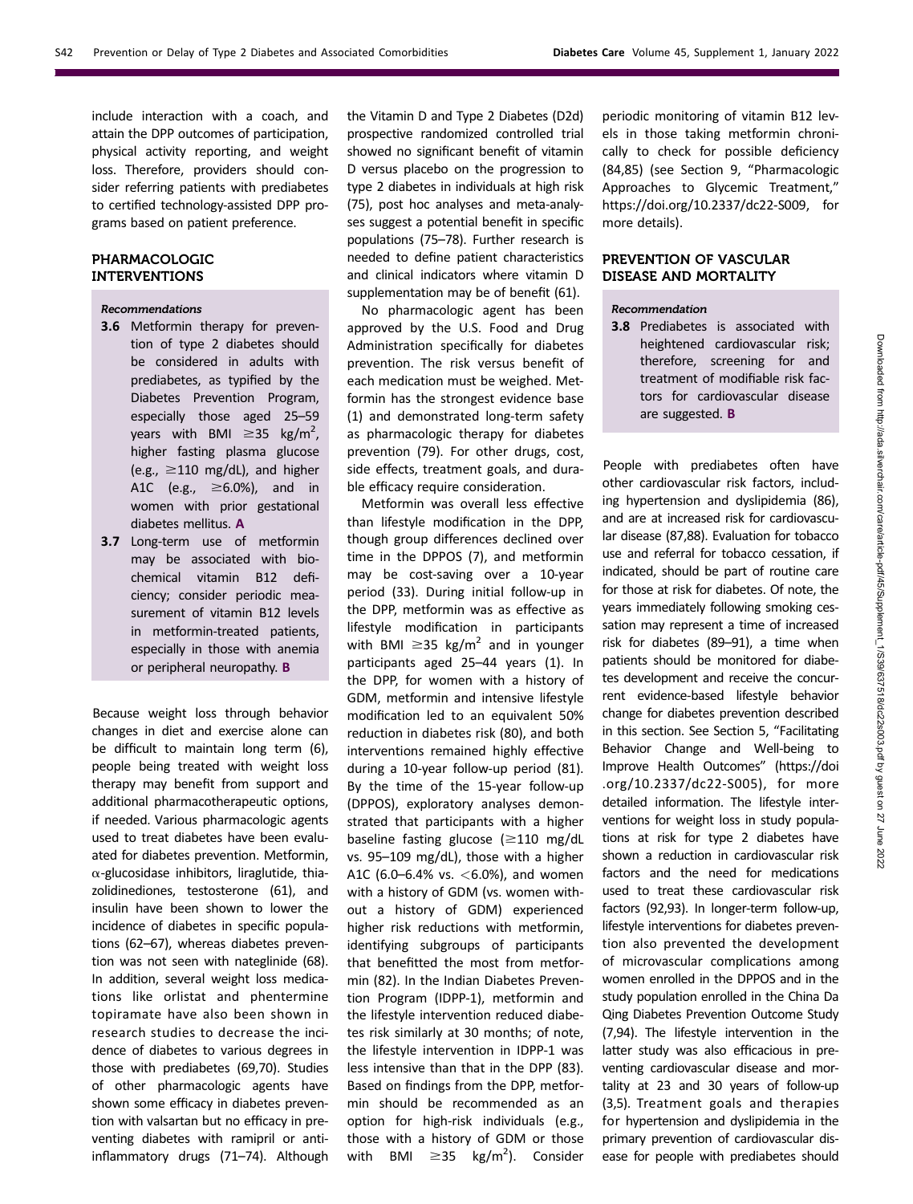include interaction with a coach, and attain the DPP outcomes of participation, physical activity reporting, and weight loss. Therefore, providers should consider referring patients with prediabetes to certified technology-assisted DPP programs based on patient preference.

## PHARMACOLOGIC INTERVENTIONS

*Recommendations*

**3.6** Metformin therapy for prevention of type 2 diabetes should be considered in adults with prediabetes, as typified by the Diabetes Prevention Program, especially those aged 25–59 years with BMI $\geq$35 kg/m$^2$, higher fasting plasma glucose (e.g., $\geq$110 mg/dL), and higher A1C (e.g., $\geq$6.0%), and in women with prior gestational diabetes mellitus. **A**

**3.7** Long-term use of metformin may be associated with biochemical vitamin B12 deficiency; consider periodic measurement of vitamin B12 levels in metformin-treated patients, especially in those with anemia or peripheral neuropathy. **B**

Because weight loss through behavior changes in diet and exercise alone can be difficult to maintain long term (6), people being treated with weight loss therapy may benefit from support and additional pharmacotherapeutic options, if needed. Various pharmacologic agents used to treat diabetes have been evaluated for diabetes prevention. Metformin, α-glucosidase inhibitors, liraglutide, thiazolidinediones, testosterone (61), and insulin have been shown to lower the incidence of diabetes in specific populations (62–67), whereas diabetes prevention was not seen with nateglinide (68). In addition, several weight loss medications like orlistat and phentermine topiramate have also been shown in research studies to decrease the incidence of diabetes to various degrees in those with prediabetes (69,70). Studies of other pharmacologic agents have shown some efficacy in diabetes prevention with valsartan but no efficacy in preventing diabetes with ramipril or anti-inflammatory drugs (71–74). Although the Vitamin D and Type 2 Diabetes (D2d) prospective randomized controlled trial showed no significant benefit of vitamin D versus placebo on the progression to type 2 diabetes in individuals at high risk (75), post hoc analyses and meta-analyses suggest a potential benefit in specific populations (75–78). Further research is needed to define patient characteristics and clinical indicators where vitamin D supplementation may be of benefit (61).

No pharmacologic agent has been approved by the U.S. Food and Drug Administration specifically for diabetes prevention. The risk versus benefit of each medication must be weighed. Metformin has the strongest evidence base (1) and demonstrated long-term safety as pharmacologic therapy for diabetes prevention (79). For other drugs, cost, side effects, treatment goals, and durable efficacy require consideration.

Metformin was overall less effective than lifestyle modification in the DPP, though group differences declined over time in the DPPOS (7), and metformin may be cost-saving over a 10-year period (33). During initial follow-up in the DPP, metformin was as effective as lifestyle modification in participants with BMI $\geq$35 kg/m$^2$ and in younger participants aged 25–44 years (1). In the DPP, for women with a history of GDM, metformin and intensive lifestyle modification led to an equivalent 50% reduction in diabetes risk (80), and both interventions remained highly effective during a 10-year follow-up period (81). By the time of the 15-year follow-up (DPPOS), exploratory analyses demonstrated that participants with a higher baseline fasting glucose ($\geq$110 mg/dL vs. 95–109 mg/dL), those with a higher A1C (6.0–6.4% vs. <6.0%), and women with a history of GDM (vs. women without a history of GDM) experienced higher risk reductions with metformin, identifying subgroups of participants that benefitted the most from metformin (82). In the Indian Diabetes Prevention Program (IDPP-1), metformin and the lifestyle intervention reduced diabetes risk similarly at 30 months; of note, the lifestyle intervention in IDPP-1 was less intensive than that in the DPP (83). Based on findings from the DPP, metformin should be recommended as an option for high-risk individuals (e.g., those with a history of GDM or those with BMI $\geq$35 kg/m$^2$). Consider periodic monitoring of vitamin B12 levels in those taking metformin chronically to check for possible deficiency (84,85) (see Section 9, "Pharmacologic Approaches to Glycemic Treatment," https://doi.org/10.2337/dc22-S009, for more details).

## PREVENTION OF VASCULAR DISEASE AND MORTALITY

*Recommendation*

**3.8** Prediabetes is associated with heightened cardiovascular risk; therefore, screening for and treatment of modifiable risk factors for cardiovascular disease are suggested. **B**

People with prediabetes often have other cardiovascular risk factors, including hypertension and dyslipidemia (86), and are at increased risk for cardiovascular disease (87,88). Evaluation for tobacco use and referral for tobacco cessation, if indicated, should be part of routine care for those at risk for diabetes. Of note, the years immediately following smoking cessation may represent a time of increased risk for diabetes (89–91), a time when patients should be monitored for diabetes development and receive the concurrent evidence-based lifestyle behavior change for diabetes prevention described in this section. See Section 5, "Facilitating Behavior Change and Well-being to Improve Health Outcomes" (https://doi.org/10.2337/dc22-S005), for more detailed information. The lifestyle interventions for weight loss in study populations at risk for type 2 diabetes have shown a reduction in cardiovascular risk factors and the need for medications used to treat these cardiovascular risk factors (92,93). In longer-term follow-up, lifestyle interventions for diabetes prevention also prevented the development of microvascular complications among women enrolled in the DPPOS and in the study population enrolled in the China Da Qing Diabetes Prevention Outcome Study (7,94). The lifestyle intervention in the latter study was also efficacious in preventing cardiovascular disease and mortality at 23 and 30 years of follow-up (3,5). Treatment goals and therapies for hypertension and dyslipidemia in the primary prevention of cardiovascular disease for people with prediabetes should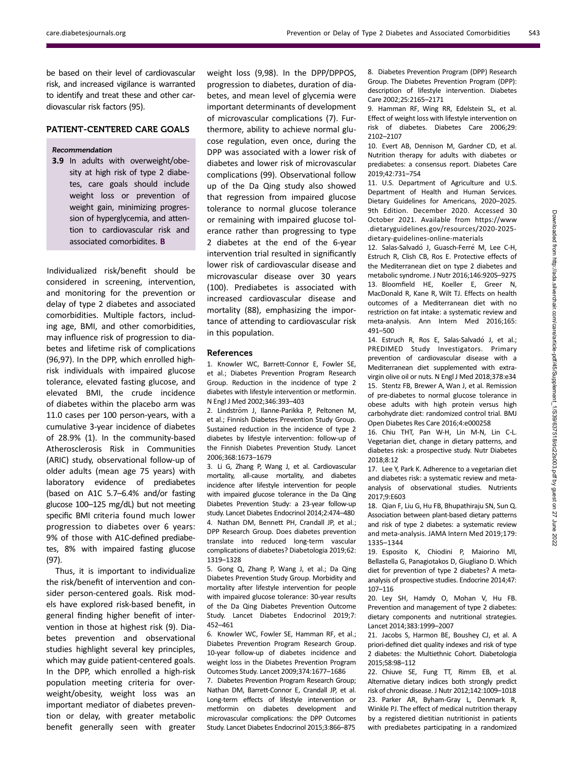be based on their level of cardiovascular risk, and increased vigilance is warranted to identify and treat these and other cardiovascular risk factors (95).

## PATIENT-CENTERED CARE GOALS

*Recommendation*

**3.9** In adults with overweight/obesity at high risk of type 2 diabetes, care goals should include weight loss or prevention of weight gain, minimizing progression of hyperglycemia, and attention to cardiovascular risk and associated comorbidites. **B**

Individualized risk/benefit should be considered in screening, intervention, and monitoring for the prevention or delay of type 2 diabetes and associated comorbidities. Multiple factors, including age, BMI, and other comorbidities, may influence risk of progression to diabetes and lifetime risk of complications (96,97). In the DPP, which enrolled high-risk individuals with impaired glucose tolerance, elevated fasting glucose, and elevated BMI, the crude incidence of diabetes within the placebo arm was 11.0 cases per 100 person-years, with a cumulative 3-year incidence of diabetes of 28.9% (1). In the community-based Atherosclerosis Risk in Communities (ARIC) study, observational follow-up of older adults (mean age 75 years) with laboratory evidence of prediabetes (based on A1C 5.7–6.4% and/or fasting glucose 100–125 mg/dL) but not meeting specific BMI criteria found much lower progression to diabetes over 6 years: 9% of those with A1C-defined prediabetes, 8% with impaired fasting glucose (97).

Thus, it is important to individualize the risk/benefit of intervention and consider person-centered goals. Risk models have explored risk-based benefit, in general finding higher benefit of intervention in those at highest risk (9). Diabetes prevention and observational studies highlight several key principles, which may guide patient-centered goals. In the DPP, which enrolled a high-risk population meeting criteria for overweight/obesity, weight loss was an important mediator of diabetes prevention or delay, with greater metabolic benefit generally seen with greater weight loss (9,98). In the DPP/DPPOS, progression to diabetes, duration of diabetes, and mean level of glycemia were important determinants of development of microvascular complications (7). Furthermore, ability to achieve normal glucose regulation, even once, during the DPP was associated with a lower risk of diabetes and lower risk of microvascular complications (99). Observational follow up of the Da Qing study also showed that regression from impaired glucose tolerance to normal glucose tolerance or remaining with impaired glucose tolerance rather than progressing to type 2 diabetes at the end of the 6-year intervention trial resulted in significantly lower risk of cardiovascular disease and microvascular disease over 30 years (100). Prediabetes is associated with increased cardiovascular disease and mortality (88), emphasizing the importance of attending to cardiovascular risk in this population.

## References

1. Knowler WC, Barrett-Connor E, Fowler SE, et al.; Diabetes Prevention Program Research Group. Reduction in the incidence of type 2 diabetes with lifestyle intervention or metformin. N Engl J Med 2002;346:393–403
2. Lindström J, Ilanne-Parikka P, Peltonen M, et al.; Finnish Diabetes Prevention Study Group. Sustained reduction in the incidence of type 2 diabetes by lifestyle intervention: follow-up of the Finnish Diabetes Prevention Study. Lancet 2006;368:1673–1679
3. Li G, Zhang P, Wang J, et al. Cardiovascular mortality, all-cause mortality, and diabetes incidence after lifestyle intervention for people with impaired glucose tolerance in the Da Qing Diabetes Prevention Study: a 23-year follow-up study. Lancet Diabetes Endocrinol 2014;2:474–480
4. Nathan DM, Bennett PH, Crandall JP, et al.; DPP Research Group. Does diabetes prevention translate into reduced long-term vascular complications of diabetes? Diabetologia 2019;62: 1319–1328
5. Gong Q, Zhang P, Wang J, et al.; Da Qing Diabetes Prevention Study Group. Morbidity and mortality after lifestyle intervention for people with impaired glucose tolerance: 30-year results of the Da Qing Diabetes Prevention Outcome Study. Lancet Diabetes Endocrinol 2019;7: 452–461
6. Knowler WC, Fowler SE, Hamman RF, et al.; Diabetes Prevention Program Research Group. 10-year follow-up of diabetes incidence and weight loss in the Diabetes Prevention Program Outcomes Study. Lancet 2009;374:1677–1686
7. Diabetes Prevention Program Research Group; Nathan DM, Barrett-Connor E, Crandall JP, et al. Long-term effects of lifestyle intervention or metformin on diabetes development and microvascular complications: the DPP Outcomes Study. Lancet Diabetes Endocrinol 2015;3:866–875
8. Diabetes Prevention Program (DPP) Research Group. The Diabetes Prevention Program (DPP): description of lifestyle intervention. Diabetes Care 2002;25:2165–2171
9. Hamman RF, Wing RR, Edelstein SL, et al. Effect of weight loss with lifestyle intervention on risk of diabetes. Diabetes Care 2006;29: 2102–2107
10. Evert AB, Dennison M, Gardner CD, et al. Nutrition therapy for adults with diabetes or prediabetes: a consensus report. Diabetes Care 2019;42:731–754
11. U.S. Department of Agriculture and U.S. Department of Health and Human Services. Dietary Guidelines for Americans, 2020–2025. 9th Edition. December 2020. Accessed 30 October 2021. Available from https://www.dietaryguidelines.gov/resources/2020-2025-dietary-guidelines-online-materials
12. Salas-Salvadó J, Guasch-Ferré M, Lee C-H, Estruch R, Clish CB, Ros E. Protective effects of the Mediterranean diet on type 2 diabetes and metabolic syndrome. J Nutr 2016;146:920S–927S
13. Bloomfield HE, Koeller E, Greer N, MacDonald R, Kane R, Wilt TJ. Effects on health outcomes of a Mediterranean diet with no restriction on fat intake: a systematic review and meta-analysis. Ann Intern Med 2016;165: 491–500
14. Estruch R, Ros E, Salas-Salvadó J, et al.; PREDIMED Study Investigators. Primary prevention of cardiovascular disease with a Mediterranean diet supplemented with extra-virgin olive oil or nuts. N Engl J Med 2018;378:e34
15. Stentz FB, Brewer A, Wan J, et al. Remission of pre-diabetes to normal glucose tolerance in obese adults with high protein versus high carbohydrate diet: randomized control trial. BMJ Open Diabetes Res Care 2016;4:e000258
16. Chiu THT, Pan W-H, Lin M-N, Lin C-L. Vegetarian diet, change in dietary patterns, and diabetes risk: a prospective study. Nutr Diabetes 2018;8:12
17. Lee Y, Park K. Adherence to a vegetarian diet and diabetes risk: a systematic review and meta-analysis of observational studies. Nutrients 2017;9:E603
18. Qian F, Liu G, Hu FB, Bhupathiraju SN, Sun Q. Association between plant-based dietary patterns and risk of type 2 diabetes: a systematic review and meta-analysis. JAMA Intern Med 2019;179: 1335–1344
19. Esposito K, Chiodini P, Maiorino MI, Bellastella G, Panagiotakos D, Giugliano D. Which diet for prevention of type 2 diabetes? A meta-analysis of prospective studies. Endocrine 2014;47: 107–116
20. Ley SH, Hamdy O, Mohan V, Hu FB. Prevention and management of type 2 diabetes: dietary components and nutritional strategies. Lancet 2014;383:1999–2007
21. Jacobs S, Harmon BE, Boushey CJ, et al. A priori-defined diet quality indexes and risk of type 2 diabetes: the Multiethnic Cohort. Diabetologia 2015;58:98–112
22. Chiuve SE, Fung TT, Rimm EB, et al. Alternative dietary indices both strongly predict risk of chronic disease. J Nutr 2012;142:1009–1018
23. Parker AR, Byham-Gray L, Denmark R, Winkle PJ. The effect of medical nutrition therapy by a registered dietitian nutritionist in patients with prediabetes participating in a randomized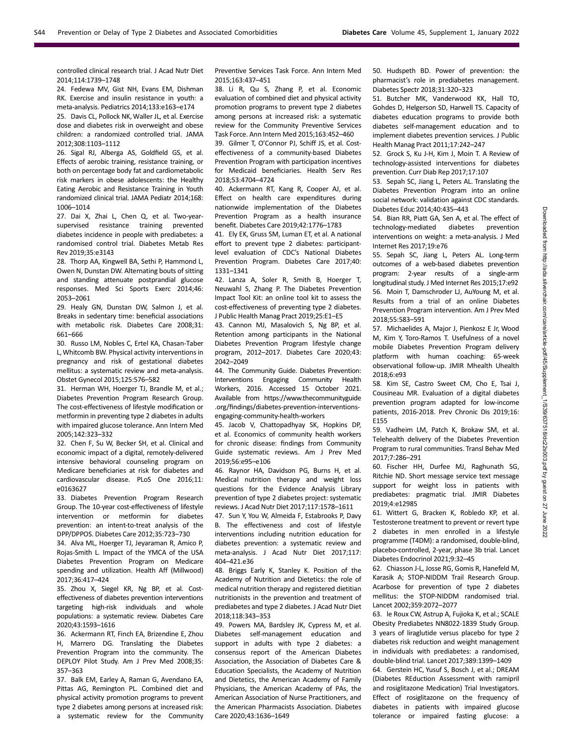controlled clinical research trial. J Acad Nutr Diet 2014;114:1739–1748

24. Fedewa MV, Gist NH, Evans EM, Dishman RK. Exercise and insulin resistance in youth: a meta-analysis. Pediatrics 2014;133:e163–e174

25. Davis CL, Pollock NK, Waller JL, et al. Exercise dose and diabetes risk in overweight and obese children: a randomized controlled trial. JAMA 2012;308:1103–1112

26. Sigal RJ, Alberga AS, Goldfield GS, et al. Effects of aerobic training, resistance training, or both on percentage body fat and cardiometabolic risk markers in obese adolescents: the Healthy Eating Aerobic and Resistance Training in Youth randomized clinical trial. JAMA Pediatr 2014;168: 1006–1014

27. Dai X, Zhai L, Chen Q, et al. Two-year-supervised resistance training prevented diabetes incidence in people with prediabetes: a randomised control trial. Diabetes Metab Res Rev 2019;35:e3143

28. Thorp AA, Kingwell BA, Sethi P, Hammond L, Owen N, Dunstan DW. Alternating bouts of sitting and standing attenuate postprandial glucose responses. Med Sci Sports Exerc 2014;46: 2053–2061

29. Healy GN, Dunstan DW, Salmon J, et al. Breaks in sedentary time: beneficial associations with metabolic risk. Diabetes Care 2008;31: 661–666

30. Russo LM, Nobles C, Ertel KA, Chasan-Taber L, Whitcomb BW. Physical activity interventions in pregnancy and risk of gestational diabetes mellitus: a systematic review and meta-analysis. Obstet Gynecol 2015;125:576–582

31. Herman WH, Hoerger TJ, Brandle M, et al.; Diabetes Prevention Program Research Group. The cost-effectiveness of lifestyle modification or metformin in preventing type 2 diabetes in adults with impaired glucose tolerance. Ann Intern Med 2005;142:323–332

32. Chen F, Su W, Becker SH, et al. Clinical and economic impact of a digital, remotely-delivered intensive behavioral counseling program on Medicare beneficiaries at risk for diabetes and cardiovascular disease. PLoS One 2016;11: e0163627

33. Diabetes Prevention Program Research Group. The 10-year cost-effectiveness of lifestyle intervention or metformin for diabetes prevention: an intent-to-treat analysis of the DPP/DPPOS. Diabetes Care 2012;35:723–730

34. Alva ML, Hoerger TJ, Jeyaraman R, Amico P, Rojas-Smith L. Impact of the YMCA of the USA Diabetes Prevention Program on Medicare spending and utilization. Health Aff (Millwood) 2017;36:417–424

35. Zhou X, Siegel KR, Ng BP, et al. Cost-effectiveness of diabetes prevention interventions targeting high-risk individuals and whole populations: a systematic review. Diabetes Care 2020;43:1593–1616

36. Ackermann RT, Finch EA, Brizendine E, Zhou H, Marrero DG. Translating the Diabetes Prevention Program into the community. The DEPLOY Pilot Study. Am J Prev Med 2008;35: 357–363

37. Balk EM, Earley A, Raman G, Avendano EA, Pittas AG, Remington PL. Combined diet and physical activity promotion programs to prevent type 2 diabetes among persons at increased risk: a systematic review for the Community Preventive Services Task Force. Ann Intern Med 2015;163:437–451

38. Li R, Qu S, Zhang P, et al. Economic evaluation of combined diet and physical activity promotion programs to prevent type 2 diabetes among persons at increased risk: a systematic review for the Community Preventive Services Task Force. Ann Intern Med 2015;163:452–460

39. Gilmer T, O'Connor PJ, Schiff JS, et al. Cost-effectiveness of a community-based Diabetes Prevention Program with participation incentives for Medicaid beneficiaries. Health Serv Res 2018;53:4704–4724

40. Ackermann RT, Kang R, Cooper AJ, et al. Effect on health care expenditures during nationwide implementation of the Diabetes Prevention Program as a health insurance benefit. Diabetes Care 2019;42:1776–1783

41. Ely EK, Gruss SM, Luman ET, et al. A national effort to prevent type 2 diabetes: participant-level evaluation of CDC's National Diabetes Prevention Program. Diabetes Care 2017;40: 1331–1341

42. Lanza A, Soler R, Smith B, Hoerger T, Neuwahl S, Zhang P. The Diabetes Prevention Impact Tool Kit: an online tool kit to assess the cost-effectiveness of preventing type 2 diabetes. J Public Health Manag Pract 2019;25:E1–E5

43. Cannon MJ, Masalovich S, Ng BP, et al. Retention among participants in the National Diabetes Prevention Program lifestyle change program, 2012–2017. Diabetes Care 2020;43: 2042–2049

44. The Community Guide. Diabetes Prevention: Interventions Engaging Community Health Workers, 2016. Accessed 15 October 2021. Available from https://www.thecommunityguide.org/findings/diabetes-prevention-interventions-engaging-community-health-workers

45. Jacob V, Chattopadhyay SK, Hopkins DP, et al. Economics of community health workers for chronic disease: findings from Community Guide systematic reviews. Am J Prev Med 2019;56:e95–e106

46. Raynor HA, Davidson PG, Burns H, et al. Medical nutrition therapy and weight loss questions for the Evidence Analysis Library prevention of type 2 diabetes project: systematic reviews. J Acad Nutr Diet 2017;117:1578–1611

47. Sun Y, You W, Almeida F, Estabrooks P, Davy B. The effectiveness and cost of lifestyle interventions including nutrition education for diabetes prevention: a systematic review and meta-analysis. J Acad Nutr Diet 2017;117: 404–421.e36

48. Briggs Early K, Stanley K. Position of the Academy of Nutrition and Dietetics: the role of medical nutrition therapy and registered dietitian nutritionists in the prevention and treatment of prediabetes and type 2 diabetes. J Acad Nutr Diet 2018;118:343–353

49. Powers MA, Bardsley JK, Cypress M, et al. Diabetes self-management education and support in adults with type 2 diabetes: a consensus report of the American Diabetes Association, the Association of Diabetes Care & Education Specialists, the Academy of Nutrition and Dietetics, the American Academy of Family Physicians, the American Academy of PAs, the American Association of Nurse Practitioners, and the American Pharmacists Association. Diabetes Care 2020;43:1636–1649

50. Hudspeth BD. Power of prevention: the pharmacist's role in prediabetes management. Diabetes Spectr 2018;31:320–323

51. Butcher MK, Vanderwood KK, Hall TO, Gohdes D, Helgerson SD, Harwell TS. Capacity of diabetes education programs to provide both diabetes self-management education and to implement diabetes prevention services. J Public Health Manag Pract 2011;17:242–247

52. Grock S, Ku J-H, Kim J, Moin T. A Review of technology-assisted interventions for diabetes prevention. Curr Diab Rep 2017;17:107

53. Sepah SC, Jiang L, Peters AL. Translating the Diabetes Prevention Program into an online social network: validation against CDC standards. Diabetes Educ 2014;40:435–443

54. Bian RR, Piatt GA, Sen A, et al. The effect of technology-mediated diabetes prevention interventions on weight: a meta-analysis. J Med Internet Res 2017;19:e76

55. Sepah SC, Jiang L, Peters AL. Long-term outcomes of a web-based diabetes prevention program: 2-year results of a single-arm longitudinal study. J Med Internet Res 2015;17:e92

56. Moin T, Damschroder LJ, AuYoung M, et al. Results from a trial of an online Diabetes Prevention Program intervention. Am J Prev Med 2018;55:583–591

57. Michaelides A, Major J, Pienkosz E Jr, Wood M, Kim Y, Toro-Ramos T. Usefulness of a novel mobile Diabetes Prevention Program delivery platform with human coaching: 65-week observational follow-up. JMIR Mhealth Uhealth 2018;6:e93

58. Kim SE, Castro Sweet CM, Cho E, Tsai J, Cousineau MR. Evaluation of a digital diabetes prevention program adapted for low-income patients, 2016-2018. Prev Chronic Dis 2019;16: E155

59. Vadheim LM, Patch K, Brokaw SM, et al. Telehealth delivery of the Diabetes Prevention Program to rural communities. Transl Behav Med 2017;7:286–291

60. Fischer HH, Durfee MJ, Raghunath SG, Ritchie ND. Short message service text message support for weight loss in patients with prediabetes: pragmatic trial. JMIR Diabetes 2019;4:e12985

61. Wittert G, Bracken K, Robledo KP, et al. Testosterone treatment to prevent or revert type 2 diabetes in men enrolled in a lifestyle programme (T4DM): a randomised, double-blind, placebo-controlled, 2-year, phase 3b trial. Lancet Diabetes Endocrinol 2021;9:32–45

62. Chiasson J-L, Josse RG, Gomis R, Hanefeld M, Karasik A; STOP-NIDDM Trail Research Group. Acarbose for prevention of type 2 diabetes mellitus: the STOP-NIDDM randomised trial. Lancet 2002;359:2072–2077

63. le Roux CW, Astrup A, Fujioka K, et al.; SCALE Obesity Prediabetes NN8022-1839 Study Group. 3 years of liraglutide versus placebo for type 2 diabetes risk reduction and weight management in individuals with prediabetes: a randomised, double-blind trial. Lancet 2017;389:1399–1409

64. Gerstein HC, Yusuf S, Bosch J, et al.; DREAM (Diabetes REduction Assessment with ramipril and rosiglitazone Medication) Trial Investigators. Effect of rosiglitazone on the frequency of diabetes in patients with impaired glucose tolerance or impaired fasting glucose: a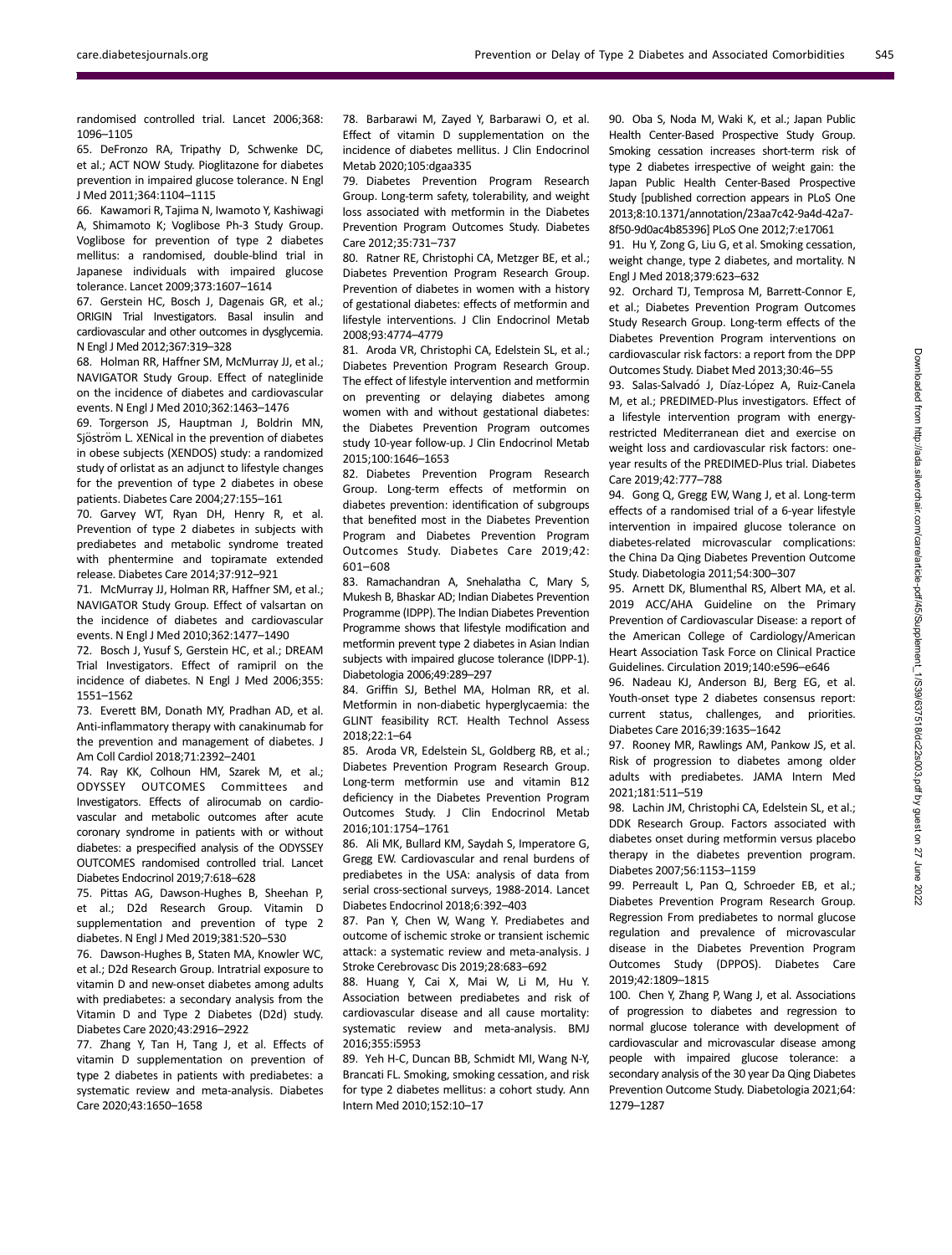randomised controlled trial. Lancet 2006;368: 1096–1105

65. DeFronzo RA, Tripathy D, Schwenke DC, et al.; ACT NOW Study. Pioglitazone for diabetes prevention in impaired glucose tolerance. N Engl J Med 2011;364:1104–1115

66. Kawamori R, Tajima N, Iwamoto Y, Kashiwagi A, Shimamoto K; Voglibose Ph-3 Study Group. Voglibose for prevention of type 2 diabetes mellitus: a randomised, double-blind trial in Japanese individuals with impaired glucose tolerance. Lancet 2009;373:1607–1614

67. Gerstein HC, Bosch J, Dagenais GR, et al.; ORIGIN Trial Investigators. Basal insulin and cardiovascular and other outcomes in dysglycemia. N Engl J Med 2012;367:319–328

68. Holman RR, Haffner SM, McMurray JJ, et al.; NAVIGATOR Study Group. Effect of nateglinide on the incidence of diabetes and cardiovascular events. N Engl J Med 2010;362:1463–1476

69. Torgerson JS, Hauptman J, Boldrin MN, Sjöström L. XENical in the prevention of diabetes in obese subjects (XENDOS) study: a randomized study of orlistat as an adjunct to lifestyle changes for the prevention of type 2 diabetes in obese patients. Diabetes Care 2004;27:155–161

70. Garvey WT, Ryan DH, Henry R, et al. Prevention of type 2 diabetes in subjects with prediabetes and metabolic syndrome treated with phentermine and topiramate extended release. Diabetes Care 2014;37:912–921

71. McMurray JJ, Holman RR, Haffner SM, et al.; NAVIGATOR Study Group. Effect of valsartan on the incidence of diabetes and cardiovascular events. N Engl J Med 2010;362:1477–1490

72. Bosch J, Yusuf S, Gerstein HC, et al.; DREAM Trial Investigators. Effect of ramipril on the incidence of diabetes. N Engl J Med 2006;355: 1551–1562

73. Everett BM, Donath MY, Pradhan AD, et al. Anti-inflammatory therapy with canakinumab for the prevention and management of diabetes. J Am Coll Cardiol 2018;71:2392–2401

74. Ray KK, Colhoun HM, Szarek M, et al.; ODYSSEY OUTCOMES Committees and Investigators. Effects of alirocumab on cardiovascular and metabolic outcomes after acute coronary syndrome in patients with or without diabetes: a prespecified analysis of the ODYSSEY OUTCOMES randomised controlled trial. Lancet Diabetes Endocrinol 2019;7:618–628

75. Pittas AG, Dawson-Hughes B, Sheehan P, et al.; D2d Research Group. Vitamin D supplementation and prevention of type 2 diabetes. N Engl J Med 2019;381:520–530

76. Dawson-Hughes B, Staten MA, Knowler WC, et al.; D2d Research Group. Intratrial exposure to vitamin D and new-onset diabetes among adults with prediabetes: a secondary analysis from the Vitamin D and Type 2 Diabetes (D2d) study. Diabetes Care 2020;43:2916–2922

77. Zhang Y, Tan H, Tang J, et al. Effects of vitamin D supplementation on prevention of type 2 diabetes in patients with prediabetes: a systematic review and meta-analysis. Diabetes Care 2020;43:1650–1658

78. Barbarawi M, Zayed Y, Barbarawi O, et al. Effect of vitamin D supplementation on the incidence of diabetes mellitus. J Clin Endocrinol Metab 2020;105:dgaa335

79. Diabetes Prevention Program Research Group. Long-term safety, tolerability, and weight loss associated with metformin in the Diabetes Prevention Program Outcomes Study. Diabetes Care 2012;35:731–737

80. Ratner RE, Christophi CA, Metzger BE, et al.; Diabetes Prevention Program Research Group. Prevention of diabetes in women with a history of gestational diabetes: effects of metformin and lifestyle interventions. J Clin Endocrinol Metab 2008;93:4774–4779

81. Aroda VR, Christophi CA, Edelstein SL, et al.; Diabetes Prevention Program Research Group. The effect of lifestyle intervention and metformin on preventing or delaying diabetes among women with and without gestational diabetes: the Diabetes Prevention Program outcomes study 10-year follow-up. J Clin Endocrinol Metab 2015;100:1646–1653

82. Diabetes Prevention Program Research Group. Long-term effects of metformin on diabetes prevention: identification of subgroups that benefited most in the Diabetes Prevention Program and Diabetes Prevention Program Outcomes Study. Diabetes Care 2019;42: 601–608

83. Ramachandran A, Snehalatha C, Mary S, Mukesh B, Bhaskar AD; Indian Diabetes Prevention Programme (IDPP). The Indian Diabetes Prevention Programme shows that lifestyle modification and metformin prevent type 2 diabetes in Asian Indian subjects with impaired glucose tolerance (IDPP-1). Diabetologia 2006;49:289–297

84. Griffin SJ, Bethel MA, Holman RR, et al. Metformin in non-diabetic hyperglycaemia: the GLINT feasibility RCT. Health Technol Assess 2018;22:1–64

85. Aroda VR, Edelstein SL, Goldberg RB, et al.; Diabetes Prevention Program Research Group. Long-term metformin use and vitamin B12 deficiency in the Diabetes Prevention Program Outcomes Study. J Clin Endocrinol Metab 2016;101:1754–1761

86. Ali MK, Bullard KM, Saydah S, Imperatore G, Gregg EW. Cardiovascular and renal burdens of prediabetes in the USA: analysis of data from serial cross-sectional surveys, 1988-2014. Lancet Diabetes Endocrinol 2018;6:392–403

87. Pan Y, Chen W, Wang Y. Prediabetes and outcome of ischemic stroke or transient ischemic attack: a systematic review and meta-analysis. J Stroke Cerebrovasc Dis 2019;28:683–692

88. Huang Y, Cai X, Mai W, Li M, Hu Y. Association between prediabetes and risk of cardiovascular disease and all cause mortality: systematic review and meta-analysis. BMJ 2016;355:i5953

89. Yeh H-C, Duncan BB, Schmidt MI, Wang N-Y, Brancati FL. Smoking, smoking cessation, and risk for type 2 diabetes mellitus: a cohort study. Ann Intern Med 2010;152:10–17

90. Oba S, Noda M, Waki K, et al.; Japan Public Health Center-Based Prospective Study Group. Smoking cessation increases short-term risk of type 2 diabetes irrespective of weight gain: the Japan Public Health Center-Based Prospective Study [published correction appears in PLoS One 2013;8:10.1371/annotation/23aa7c42-9a4d-42a7-8f50-9d0ac4b85396] PLoS One 2012;7:e17061

91. Hu Y, Zong G, Liu G, et al. Smoking cessation, weight change, type 2 diabetes, and mortality. N Engl J Med 2018;379:623–632

92. Orchard TJ, Temprosa M, Barrett-Connor E, et al.; Diabetes Prevention Program Outcomes Study Research Group. Long-term effects of the Diabetes Prevention Program interventions on cardiovascular risk factors: a report from the DPP Outcomes Study. Diabet Med 2013;30:46–55

93. Salas-Salvadó J, Díaz-López A, Ruiz-Canela M, et al.; PREDIMED-Plus investigators. Effect of a lifestyle intervention program with energy-restricted Mediterranean diet and exercise on weight loss and cardiovascular risk factors: one-year results of the PREDIMED-Plus trial. Diabetes Care 2019;42:777–788

94. Gong Q, Gregg EW, Wang J, et al. Long-term effects of a randomised trial of a 6-year lifestyle intervention in impaired glucose tolerance on diabetes-related microvascular complications: the China Da Qing Diabetes Prevention Outcome Study. Diabetologia 2011;54:300–307

95. Arnett DK, Blumenthal RS, Albert MA, et al. 2019 ACC/AHA Guideline on the Primary Prevention of Cardiovascular Disease: a report of the American College of Cardiology/American Heart Association Task Force on Clinical Practice Guidelines. Circulation 2019;140:e596–e646

96. Nadeau KJ, Anderson BJ, Berg EG, et al. Youth-onset type 2 diabetes consensus report: current status, challenges, and priorities. Diabetes Care 2016;39:1635–1642

97. Rooney MR, Rawlings AM, Pankow JS, et al. Risk of progression to diabetes among older adults with prediabetes. JAMA Intern Med 2021;181:511–519

98. Lachin JM, Christophi CA, Edelstein SL, et al.; DDK Research Group. Factors associated with diabetes onset during metformin versus placebo therapy in the diabetes prevention program. Diabetes 2007;56:1153–1159

99. Perreault L, Pan Q, Schroeder EB, et al.; Diabetes Prevention Program Research Group. Regression From prediabetes to normal glucose regulation and prevalence of microvascular disease in the Diabetes Prevention Program Outcomes Study (DPPOS). Diabetes Care 2019;42:1809–1815

100. Chen Y, Zhang P, Wang J, et al. Associations of progression to diabetes and regression to normal glucose tolerance with development of cardiovascular and microvascular disease among people with impaired glucose tolerance: a secondary analysis of the 30 year Da Qing Diabetes Prevention Outcome Study. Diabetologia 2021;64: 1279–1287